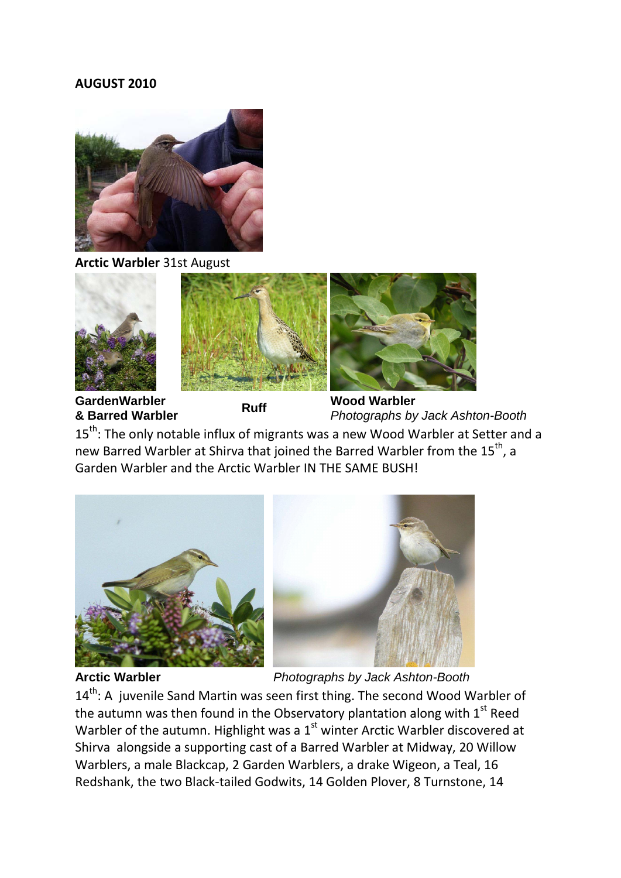**AUGUST 2010**

**Arctic Warbler** 31st August

**GardenWarbler & Barred Warbler**

**Ruff**

**Wood Warbler**
*Photographs by Jack Ashton-Booth*

15th: The only notable influx of migrants was a new Wood Warbler at Setter and a new Barred Warbler at Shirva that joined the Barred Warbler from the 15th, a Garden Warbler and the Arctic Warbler IN THE SAME BUSH!

**Arctic Warbler** *Photographs by Jack Ashton-Booth*

14th: A juvenile Sand Martin was seen first thing. The second Wood Warbler of the autumn was then found in the Observatory plantation along with 1st Reed Warbler of the autumn. Highlight was a 1st winter Arctic Warbler discovered at Shirva alongside a supporting cast of a Barred Warbler at Midway, 20 Willow Warblers, a male Blackcap, 2 Garden Warblers, a drake Wigeon, a Teal, 16 Redshank, the two Black-tailed Godwits, 14 Golden Plover, 8 Turnstone, 14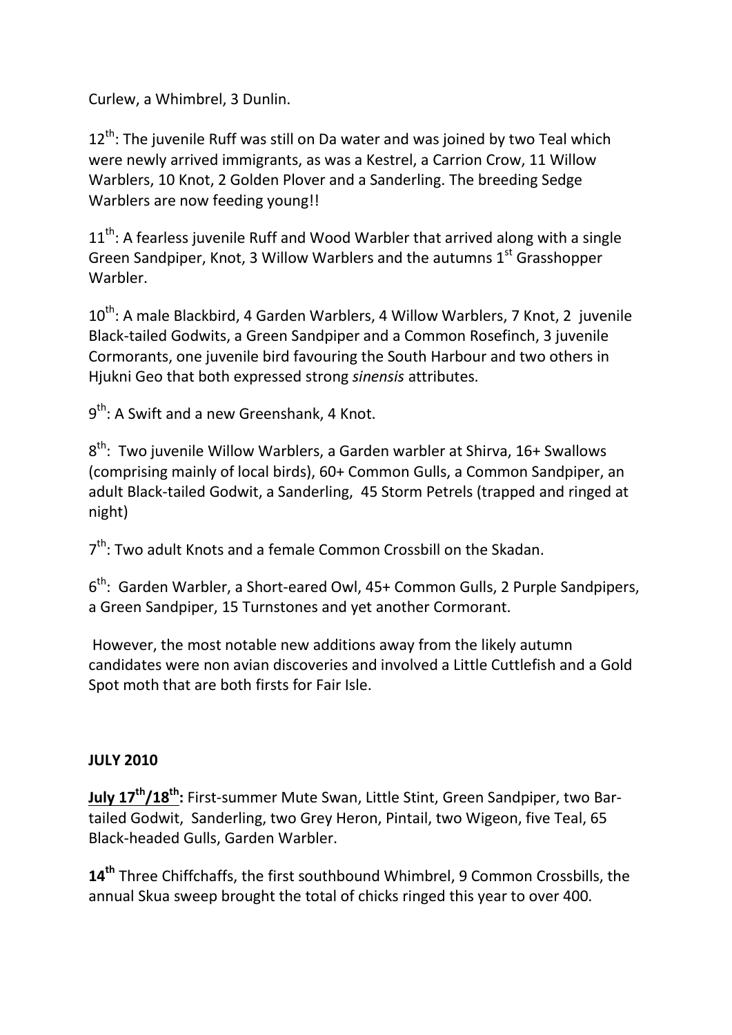Curlew, a Whimbrel, 3 Dunlin.

12th: The juvenile Ruff was still on Da water and was joined by two Teal which were newly arrived immigrants, as was a Kestrel, a Carrion Crow, 11 Willow Warblers, 10 Knot, 2 Golden Plover and a Sanderling. The breeding Sedge Warblers are now feeding young!!

11th: A fearless juvenile Ruff and Wood Warbler that arrived along with a single Green Sandpiper, Knot, 3 Willow Warblers and the autumns 1st Grasshopper Warbler.

10th: A male Blackbird, 4 Garden Warblers, 4 Willow Warblers, 7 Knot, 2 juvenile Black-tailed Godwits, a Green Sandpiper and a Common Rosefinch, 3 juvenile Cormorants, one juvenile bird favouring the South Harbour and two others in Hjukni Geo that both expressed strong *sinensis* attributes.

9th: A Swift and a new Greenshank, 4 Knot.

8th: Two juvenile Willow Warblers, a Garden warbler at Shirva, 16+ Swallows (comprising mainly of local birds), 60+ Common Gulls, a Common Sandpiper, an adult Black-tailed Godwit, a Sanderling, 45 Storm Petrels (trapped and ringed at night)

7th: Two adult Knots and a female Common Crossbill on the Skadan.

6th: Garden Warbler, a Short-eared Owl, 45+ Common Gulls, 2 Purple Sandpipers, a Green Sandpiper, 15 Turnstones and yet another Cormorant.

However, the most notable new additions away from the likely autumn candidates were non avian discoveries and involved a Little Cuttlefish and a Gold Spot moth that are both firsts for Fair Isle.

**JULY 2010**

**July 17th/18th:** First-summer Mute Swan, Little Stint, Green Sandpiper, two Bar-tailed Godwit, Sanderling, two Grey Heron, Pintail, two Wigeon, five Teal, 65 Black-headed Gulls, Garden Warbler.

**14th** Three Chiffchaffs, the first southbound Whimbrel, 9 Common Crossbills, the annual Skua sweep brought the total of chicks ringed this year to over 400.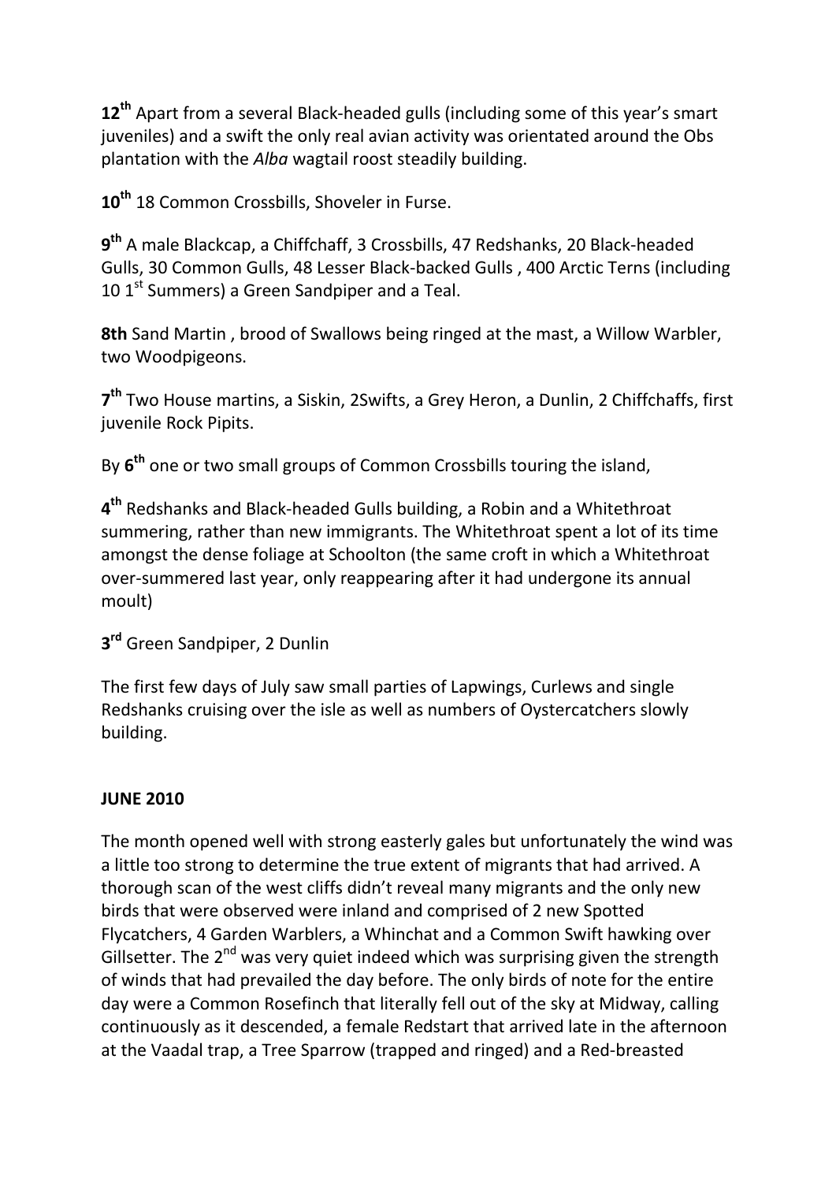**12th** Apart from a several Black-headed gulls (including some of this year's smart juveniles) and a swift the only real avian activity was orientated around the Obs plantation with the *Alba* wagtail roost steadily building.

**10th** 18 Common Crossbills, Shoveler in Furse.

**9th** A male Blackcap, a Chiffchaff, 3 Crossbills, 47 Redshanks, 20 Black-headed Gulls, 30 Common Gulls, 48 Lesser Black-backed Gulls , 400 Arctic Terns (including 10 1st Summers) a Green Sandpiper and a Teal.

**8th** Sand Martin , brood of Swallows being ringed at the mast, a Willow Warbler, two Woodpigeons.

**7th** Two House martins, a Siskin, 2Swifts, a Grey Heron, a Dunlin, 2 Chiffchaffs, first juvenile Rock Pipits.

By **6th** one or two small groups of Common Crossbills touring the island,

**4th** Redshanks and Black-headed Gulls building, a Robin and a Whitethroat summering, rather than new immigrants. The Whitethroat spent a lot of its time amongst the dense foliage at Schoolton (the same croft in which a Whitethroat over-summered last year, only reappearing after it had undergone its annual moult)

**3rd** Green Sandpiper, 2 Dunlin

The first few days of July saw small parties of Lapwings, Curlews and single Redshanks cruising over the isle as well as numbers of Oystercatchers slowly building.

## JUNE 2010

The month opened well with strong easterly gales but unfortunately the wind was a little too strong to determine the true extent of migrants that had arrived. A thorough scan of the west cliffs didn't reveal many migrants and the only new birds that were observed were inland and comprised of 2 new Spotted Flycatchers, 4 Garden Warblers, a Whinchat and a Common Swift hawking over Gillsetter. The 2nd was very quiet indeed which was surprising given the strength of winds that had prevailed the day before. The only birds of note for the entire day were a Common Rosefinch that literally fell out of the sky at Midway, calling continuously as it descended, a female Redstart that arrived late in the afternoon at the Vaadal trap, a Tree Sparrow (trapped and ringed) and a Red-breasted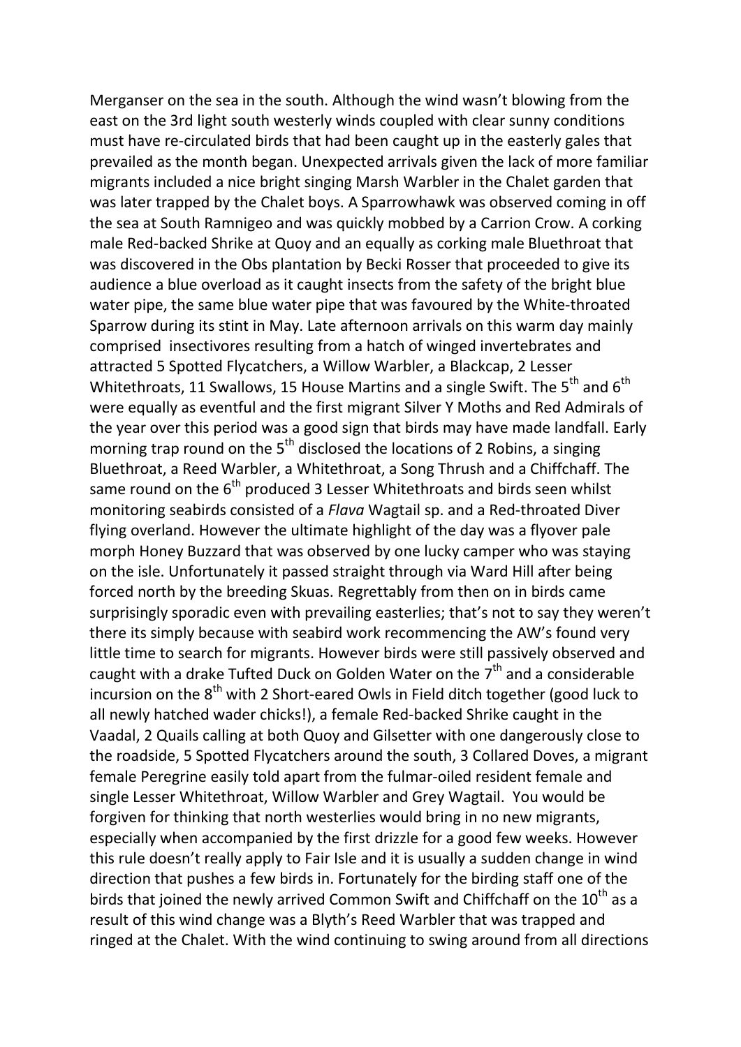Merganser on the sea in the south. Although the wind wasn't blowing from the east on the 3rd light south westerly winds coupled with clear sunny conditions must have re-circulated birds that had been caught up in the easterly gales that prevailed as the month began. Unexpected arrivals given the lack of more familiar migrants included a nice bright singing Marsh Warbler in the Chalet garden that was later trapped by the Chalet boys. A Sparrowhawk was observed coming in off the sea at South Ramnigeo and was quickly mobbed by a Carrion Crow. A corking male Red-backed Shrike at Quoy and an equally as corking male Bluethroat that was discovered in the Obs plantation by Becki Rosser that proceeded to give its audience a blue overload as it caught insects from the safety of the bright blue water pipe, the same blue water pipe that was favoured by the White-throated Sparrow during its stint in May. Late afternoon arrivals on this warm day mainly comprised insectivores resulting from a hatch of winged invertebrates and attracted 5 Spotted Flycatchers, a Willow Warbler, a Blackcap, 2 Lesser Whitethroats, 11 Swallows, 15 House Martins and a single Swift. The 5th and 6th were equally as eventful and the first migrant Silver Y Moths and Red Admirals of the year over this period was a good sign that birds may have made landfall. Early morning trap round on the 5th disclosed the locations of 2 Robins, a singing Bluethroat, a Reed Warbler, a Whitethroat, a Song Thrush and a Chiffchaff. The same round on the 6th produced 3 Lesser Whitethroats and birds seen whilst monitoring seabirds consisted of a *Flava* Wagtail sp. and a Red-throated Diver flying overland. However the ultimate highlight of the day was a flyover pale morph Honey Buzzard that was observed by one lucky camper who was staying on the isle. Unfortunately it passed straight through via Ward Hill after being forced north by the breeding Skuas. Regrettably from then on in birds came surprisingly sporadic even with prevailing easterlies; that's not to say they weren't there its simply because with seabird work recommencing the AW's found very little time to search for migrants. However birds were still passively observed and caught with a drake Tufted Duck on Golden Water on the 7th and a considerable incursion on the 8th with 2 Short-eared Owls in Field ditch together (good luck to all newly hatched wader chicks!), a female Red-backed Shrike caught in the Vaadal, 2 Quails calling at both Quoy and Gilsetter with one dangerously close to the roadside, 5 Spotted Flycatchers around the south, 3 Collared Doves, a migrant female Peregrine easily told apart from the fulmar-oiled resident female and single Lesser Whitethroat, Willow Warbler and Grey Wagtail. You would be forgiven for thinking that north westerlies would bring in no new migrants, especially when accompanied by the first drizzle for a good few weeks. However this rule doesn't really apply to Fair Isle and it is usually a sudden change in wind direction that pushes a few birds in. Fortunately for the birding staff one of the birds that joined the newly arrived Common Swift and Chiffchaff on the 10th as a result of this wind change was a Blyth's Reed Warbler that was trapped and ringed at the Chalet. With the wind continuing to swing around from all directions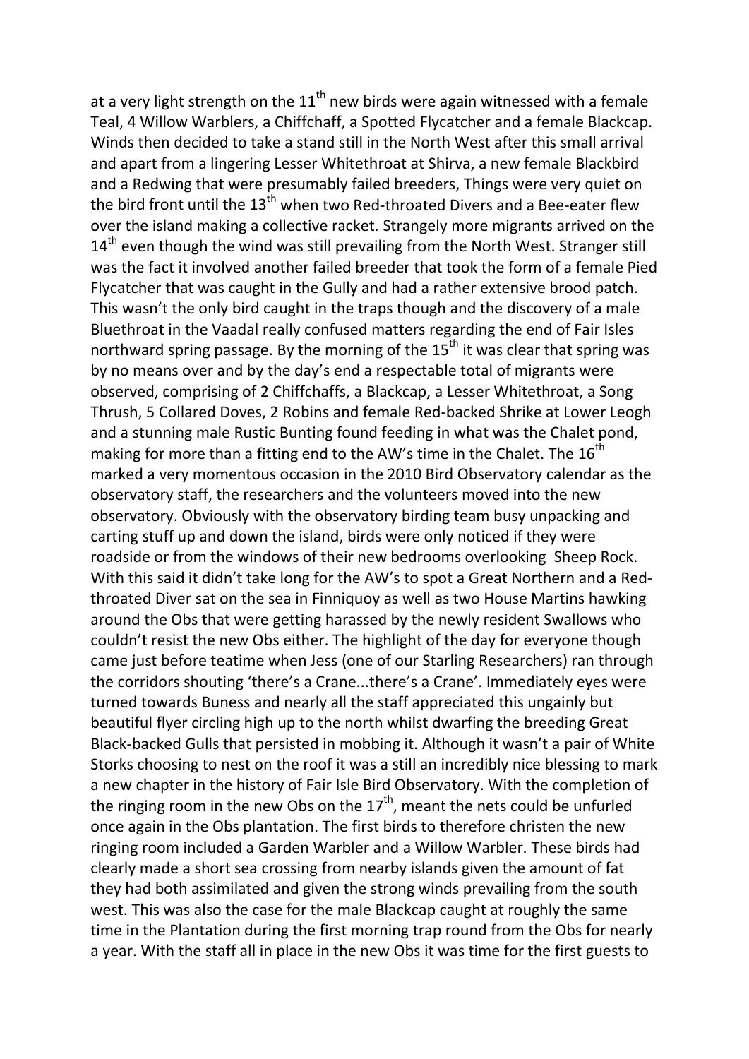at a very light strength on the 11th new birds were again witnessed with a female Teal, 4 Willow Warblers, a Chiffchaff, a Spotted Flycatcher and a female Blackcap. Winds then decided to take a stand still in the North West after this small arrival and apart from a lingering Lesser Whitethroat at Shirva, a new female Blackbird and a Redwing that were presumably failed breeders, Things were very quiet on the bird front until the 13th when two Red-throated Divers and a Bee-eater flew over the island making a collective racket. Strangely more migrants arrived on the 14th even though the wind was still prevailing from the North West. Stranger still was the fact it involved another failed breeder that took the form of a female Pied Flycatcher that was caught in the Gully and had a rather extensive brood patch. This wasn't the only bird caught in the traps though and the discovery of a male Bluethroat in the Vaadal really confused matters regarding the end of Fair Isles northward spring passage. By the morning of the 15th it was clear that spring was by no means over and by the day's end a respectable total of migrants were observed, comprising of 2 Chiffchaffs, a Blackcap, a Lesser Whitethroat, a Song Thrush, 5 Collared Doves, 2 Robins and female Red-backed Shrike at Lower Leogh and a stunning male Rustic Bunting found feeding in what was the Chalet pond, making for more than a fitting end to the AW's time in the Chalet. The 16th marked a very momentous occasion in the 2010 Bird Observatory calendar as the observatory staff, the researchers and the volunteers moved into the new observatory. Obviously with the observatory birding team busy unpacking and carting stuff up and down the island, birds were only noticed if they were roadside or from the windows of their new bedrooms overlooking Sheep Rock. With this said it didn't take long for the AW's to spot a Great Northern and a Red-throated Diver sat on the sea in Finniquoy as well as two House Martins hawking around the Obs that were getting harassed by the newly resident Swallows who couldn't resist the new Obs either. The highlight of the day for everyone though came just before teatime when Jess (one of our Starling Researchers) ran through the corridors shouting 'there's a Crane...there's a Crane'. Immediately eyes were turned towards Buness and nearly all the staff appreciated this ungainly but beautiful flyer circling high up to the north whilst dwarfing the breeding Great Black-backed Gulls that persisted in mobbing it. Although it wasn't a pair of White Storks choosing to nest on the roof it was a still an incredibly nice blessing to mark a new chapter in the history of Fair Isle Bird Observatory. With the completion of the ringing room in the new Obs on the 17th, meant the nets could be unfurled once again in the Obs plantation. The first birds to therefore christen the new ringing room included a Garden Warbler and a Willow Warbler. These birds had clearly made a short sea crossing from nearby islands given the amount of fat they had both assimilated and given the strong winds prevailing from the south west. This was also the case for the male Blackcap caught at roughly the same time in the Plantation during the first morning trap round from the Obs for nearly a year. With the staff all in place in the new Obs it was time for the first guests to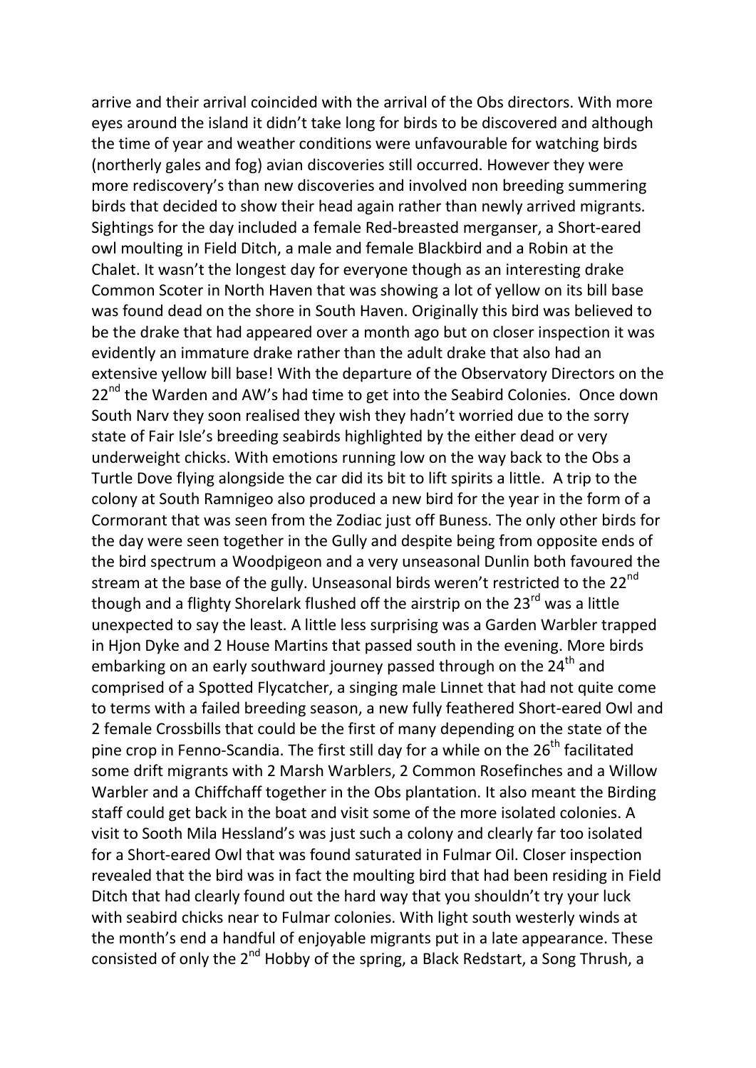arrive and their arrival coincided with the arrival of the Obs directors. With more eyes around the island it didn't take long for birds to be discovered and although the time of year and weather conditions were unfavourable for watching birds (northerly gales and fog) avian discoveries still occurred. However they were more rediscovery's than new discoveries and involved non breeding summering birds that decided to show their head again rather than newly arrived migrants. Sightings for the day included a female Red-breasted merganser, a Short-eared owl moulting in Field Ditch, a male and female Blackbird and a Robin at the Chalet. It wasn't the longest day for everyone though as an interesting drake Common Scoter in North Haven that was showing a lot of yellow on its bill base was found dead on the shore in South Haven. Originally this bird was believed to be the drake that had appeared over a month ago but on closer inspection it was evidently an immature drake rather than the adult drake that also had an extensive yellow bill base! With the departure of the Observatory Directors on the 22nd the Warden and AW's had time to get into the Seabird Colonies. Once down South Narv they soon realised they wish they hadn't worried due to the sorry state of Fair Isle's breeding seabirds highlighted by the either dead or very underweight chicks. With emotions running low on the way back to the Obs a Turtle Dove flying alongside the car did its bit to lift spirits a little. A trip to the colony at South Ramnigeo also produced a new bird for the year in the form of a Cormorant that was seen from the Zodiac just off Buness. The only other birds for the day were seen together in the Gully and despite being from opposite ends of the bird spectrum a Woodpigeon and a very unseasonal Dunlin both favoured the stream at the base of the gully. Unseasonal birds weren't restricted to the 22nd though and a flighty Shorelark flushed off the airstrip on the 23rd was a little unexpected to say the least. A little less surprising was a Garden Warbler trapped in Hjon Dyke and 2 House Martins that passed south in the evening. More birds embarking on an early southward journey passed through on the 24th and comprised of a Spotted Flycatcher, a singing male Linnet that had not quite come to terms with a failed breeding season, a new fully feathered Short-eared Owl and 2 female Crossbills that could be the first of many depending on the state of the pine crop in Fenno-Scandia. The first still day for a while on the 26th facilitated some drift migrants with 2 Marsh Warblers, 2 Common Rosefinches and a Willow Warbler and a Chiffchaff together in the Obs plantation. It also meant the Birding staff could get back in the boat and visit some of the more isolated colonies. A visit to Sooth Mila Hessland's was just such a colony and clearly far too isolated for a Short-eared Owl that was found saturated in Fulmar Oil. Closer inspection revealed that the bird was in fact the moulting bird that had been residing in Field Ditch that had clearly found out the hard way that you shouldn't try your luck with seabird chicks near to Fulmar colonies. With light south westerly winds at the month's end a handful of enjoyable migrants put in a late appearance. These consisted of only the 2nd Hobby of the spring, a Black Redstart, a Song Thrush, a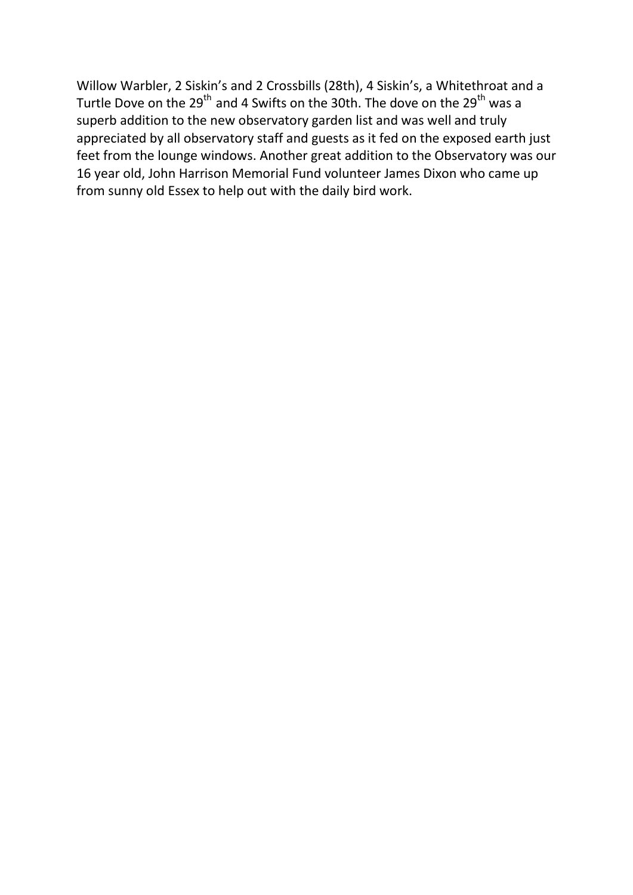Willow Warbler, 2 Siskin's and 2 Crossbills (28th), 4 Siskin's, a Whitethroat and a Turtle Dove on the 29th and 4 Swifts on the 30th. The dove on the 29th was a superb addition to the new observatory garden list and was well and truly appreciated by all observatory staff and guests as it fed on the exposed earth just feet from the lounge windows. Another great addition to the Observatory was our 16 year old, John Harrison Memorial Fund volunteer James Dixon who came up from sunny old Essex to help out with the daily bird work.